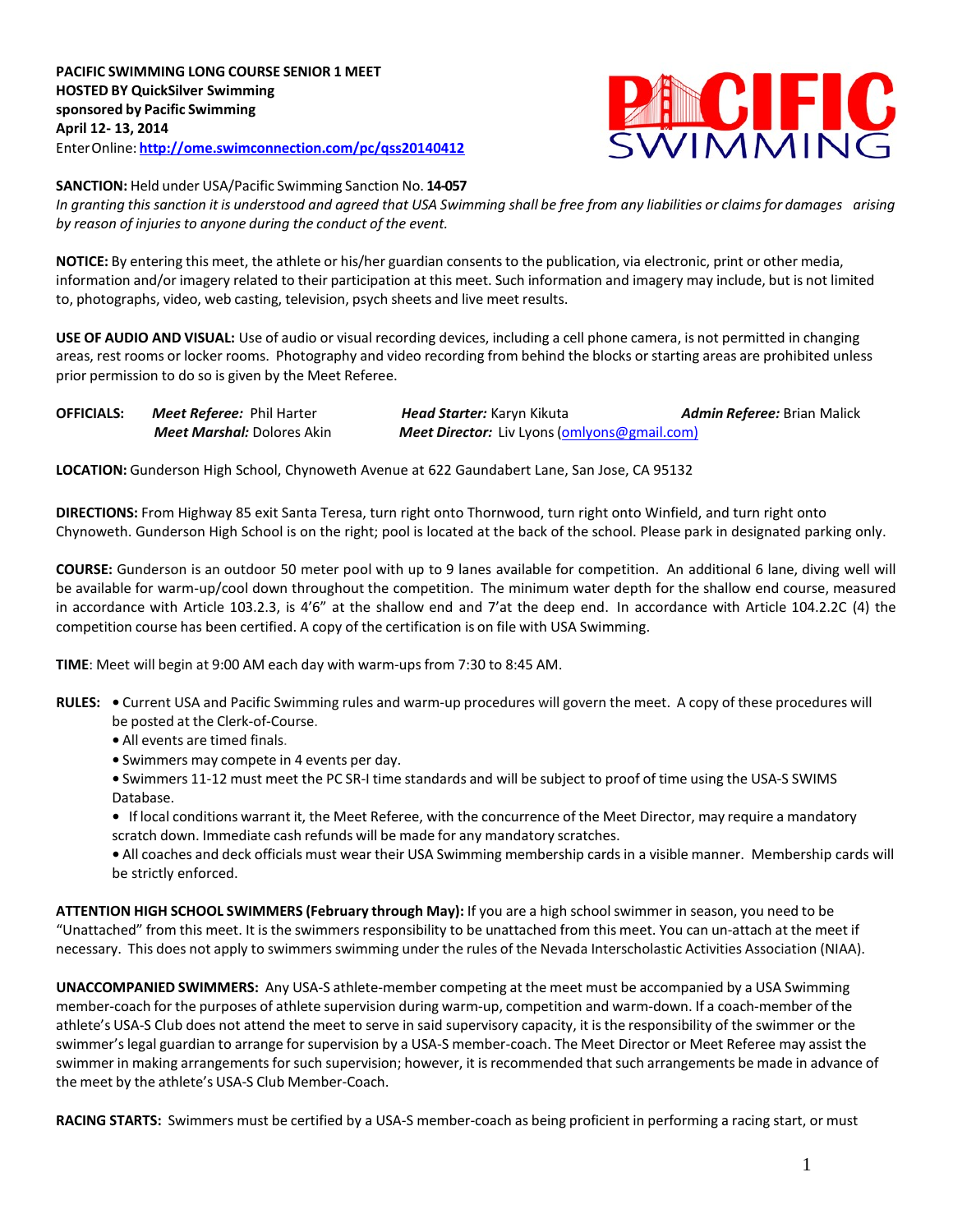**PACIFIC SWIMMING LONG COURSE SENIOR 1 MEET**
**HOSTED BY QuickSilver Swimming**
**sponsored by Pacific Swimming**
**April 12- 13, 2014**
Enter Online: **http://ome.swimconnection.com/pc/qss20140412**

**SANCTION:** Held under USA/Pacific Swimming Sanction No. **14-057**
*In granting this sanction it is understood and agreed that USA Swimming shall be free from any liabilities or claims for damages arising by reason of injuries to anyone during the conduct of the event.*

**NOTICE:** By entering this meet, the athlete or his/her guardian consents to the publication, via electronic, print or other media, information and/or imagery related to their participation at this meet. Such information and imagery may include, but is not limited to, photographs, video, web casting, television, psych sheets and live meet results.

**USE OF AUDIO AND VISUAL:** Use of audio or visual recording devices, including a cell phone camera, is not permitted in changing areas, rest rooms or locker rooms. Photography and video recording from behind the blocks or starting areas are prohibited unless prior permission to do so is given by the Meet Referee.

**OFFICIALS:** ***Meet Referee:*** Phil Harter ***Head Starter:*** Karyn Kikuta ***Admin Referee:*** Brian Malick
***Meet Marshal:*** Dolores Akin ***Meet Director:*** Liv Lyons (omlyons@gmail.com)

**LOCATION:** Gunderson High School, Chynoweth Avenue at 622 Gaundabert Lane, San Jose, CA 95132

**DIRECTIONS:** From Highway 85 exit Santa Teresa, turn right onto Thornwood, turn right onto Winfield, and turn right onto Chynoweth. Gunderson High School is on the right; pool is located at the back of the school. Please park in designated parking only.

**COURSE:** Gunderson is an outdoor 50 meter pool with up to 9 lanes available for competition. An additional 6 lane, diving well will be available for warm-up/cool down throughout the competition. The minimum water depth for the shallow end course, measured in accordance with Article 103.2.3, is 4'6" at the shallow end and 7'at the deep end. In accordance with Article 104.2.2C (4) the competition course has been certified. A copy of the certification is on file with USA Swimming.

**TIME**: Meet will begin at 9:00 AM each day with warm-ups from 7:30 to 8:45 AM.

**RULES:**
- Current USA and Pacific Swimming rules and warm-up procedures will govern the meet. A copy of these procedures will be posted at the Clerk-of-Course.
- All events are timed finals.
- Swimmers may compete in 4 events per day.
- Swimmers 11-12 must meet the PC SR-I time standards and will be subject to proof of time using the USA-S SWIMS Database.
- If local conditions warrant it, the Meet Referee, with the concurrence of the Meet Director, may require a mandatory scratch down. Immediate cash refunds will be made for any mandatory scratches.
- All coaches and deck officials must wear their USA Swimming membership cards in a visible manner. Membership cards will be strictly enforced.

**ATTENTION HIGH SCHOOL SWIMMERS (February through May):** If you are a high school swimmer in season, you need to be "Unattached" from this meet. It is the swimmers responsibility to be unattached from this meet. You can un-attach at the meet if necessary. This does not apply to swimmers swimming under the rules of the Nevada Interscholastic Activities Association (NIAA).

**UNACCOMPANIED SWIMMERS:** Any USA-S athlete-member competing at the meet must be accompanied by a USA Swimming member-coach for the purposes of athlete supervision during warm-up, competition and warm-down. If a coach-member of the athlete's USA-S Club does not attend the meet to serve in said supervisory capacity, it is the responsibility of the swimmer or the swimmer's legal guardian to arrange for supervision by a USA-S member-coach. The Meet Director or Meet Referee may assist the swimmer in making arrangements for such supervision; however, it is recommended that such arrangements be made in advance of the meet by the athlete's USA-S Club Member-Coach.

**RACING STARTS:** Swimmers must be certified by a USA-S member-coach as being proficient in performing a racing start, or must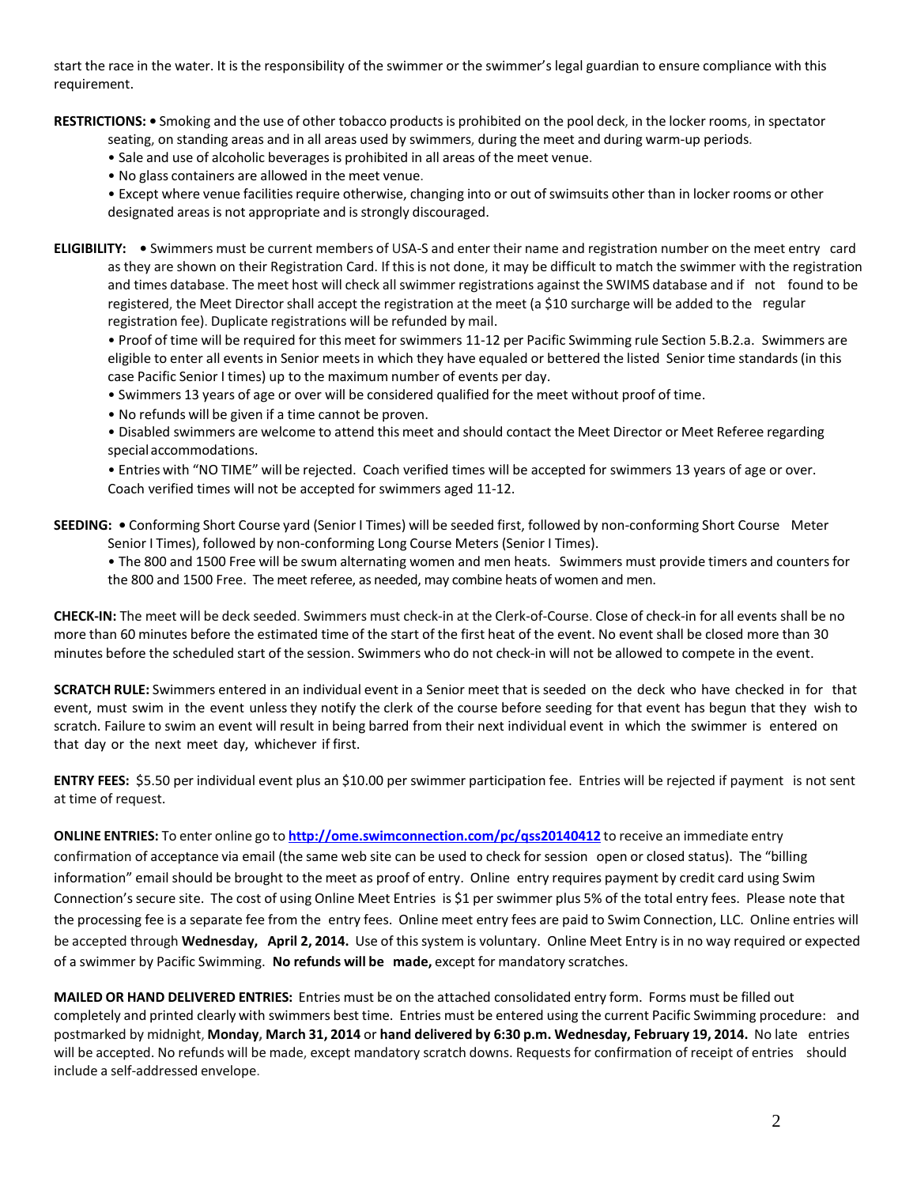start the race in the water. It is the responsibility of the swimmer or the swimmer's legal guardian to ensure compliance with this requirement.

**RESTRICTIONS:** • Smoking and the use of other tobacco products is prohibited on the pool deck, in the locker rooms, in spectator seating, on standing areas and in all areas used by swimmers, during the meet and during warm-up periods.

- Sale and use of alcoholic beverages is prohibited in all areas of the meet venue.
- No glass containers are allowed in the meet venue.
- Except where venue facilities require otherwise, changing into or out of swimsuits other than in locker rooms or other designated areas is not appropriate and is strongly discouraged.

**ELIGIBILITY:** • Swimmers must be current members of USA-S and enter their name and registration number on the meet entry card as they are shown on their Registration Card. If this is not done, it may be difficult to match the swimmer with the registration and times database. The meet host will check all swimmer registrations against the SWIMS database and if not found to be registered, the Meet Director shall accept the registration at the meet (a $10 surcharge will be added to the regular registration fee). Duplicate registrations will be refunded by mail.

- Proof of time will be required for this meet for swimmers 11-12 per Pacific Swimming rule Section 5.B.2.a. Swimmers are eligible to enter all events in Senior meets in which they have equaled or bettered the listed Senior time standards (in this case Pacific Senior I times) up to the maximum number of events per day.
- Swimmers 13 years of age or over will be considered qualified for the meet without proof of time.
- No refunds will be given if a time cannot be proven.
- Disabled swimmers are welcome to attend this meet and should contact the Meet Director or Meet Referee regarding special accommodations.
- Entries with "NO TIME" will be rejected. Coach verified times will be accepted for swimmers 13 years of age or over. Coach verified times will not be accepted for swimmers aged 11-12.

**SEEDING:** • Conforming Short Course yard (Senior I Times) will be seeded first, followed by non-conforming Short Course Meter Senior I Times), followed by non-conforming Long Course Meters (Senior I Times).

- The 800 and 1500 Free will be swum alternating women and men heats. Swimmers must provide timers and counters for the 800 and 1500 Free. The meet referee, as needed, may combine heats of women and men.

**CHECK-IN:** The meet will be deck seeded. Swimmers must check-in at the Clerk-of-Course. Close of check-in for all events shall be no more than 60 minutes before the estimated time of the start of the first heat of the event. No event shall be closed more than 30 minutes before the scheduled start of the session. Swimmers who do not check-in will not be allowed to compete in the event.

**SCRATCH RULE:** Swimmers entered in an individual event in a Senior meet that is seeded on the deck who have checked in for that event, must swim in the event unless they notify the clerk of the course before seeding for that event has begun that they wish to scratch. Failure to swim an event will result in being barred from their next individual event in which the swimmer is entered on that day or the next meet day, whichever if first.

**ENTRY FEES:** $5.50 per individual event plus an $10.00 per swimmer participation fee. Entries will be rejected if payment is not sent at time of request.

**ONLINE ENTRIES:** To enter online go to **http://ome.swimconnection.com/pc/qss20140412** to receive an immediate entry confirmation of acceptance via email (the same web site can be used to check for session open or closed status). The "billing information" email should be brought to the meet as proof of entry. Online entry requires payment by credit card using Swim Connection's secure site. The cost of using Online Meet Entries is $1 per swimmer plus 5% of the total entry fees. Please note that the processing fee is a separate fee from the entry fees. Online meet entry fees are paid to Swim Connection, LLC. Online entries will be accepted through **Wednesday, April 2, 2014.** Use of this system is voluntary. Online Meet Entry is in no way required or expected of a swimmer by Pacific Swimming. **No refunds will be made,** except for mandatory scratches.

**MAILED OR HAND DELIVERED ENTRIES:** Entries must be on the attached consolidated entry form. Forms must be filled out completely and printed clearly with swimmers best time. Entries must be entered using the current Pacific Swimming procedure: and postmarked by midnight, **Monday, March 31, 2014** or **hand delivered by 6:30 p.m. Wednesday, February 19, 2014.** No late entries will be accepted. No refunds will be made, except mandatory scratch downs. Requests for confirmation of receipt of entries should include a self-addressed envelope.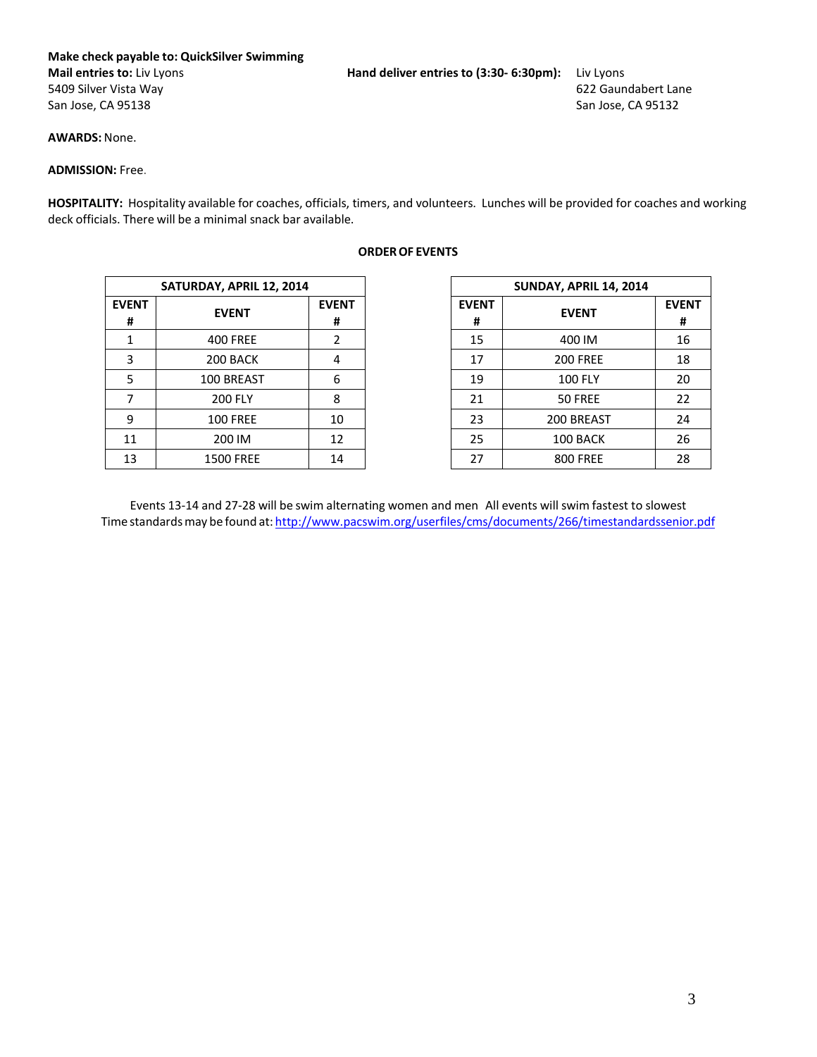**Make check payable to: QuickSilver Swimming**

**Mail entries to:** Liv Lyons
5409 Silver Vista Way
San Jose, CA 95138

**Hand deliver entries to (3:30- 6:30pm):** Liv Lyons
622 Gaundabert Lane
San Jose, CA 95132

**AWARDS:** None.

**ADMISSION:** Free.

**HOSPITALITY:** Hospitality available for coaches, officials, timers, and volunteers. Lunches will be provided for coaches and working deck officials. There will be a minimal snack bar available.

**ORDER OF EVENTS**

| SATURDAY, APRIL 12, 2014 | | |
|---|---|---|
| **EVENT #** | **EVENT** | **EVENT #** |
| 1 | 400 FREE | 2 |
| 3 | 200 BACK | 4 |
| 5 | 100 BREAST | 6 |
| 7 | 200 FLY | 8 |
| 9 | 100 FREE | 10 |
| 11 | 200 IM | 12 |
| 13 | 1500 FREE | 14 |

| SUNDAY, APRIL 14, 2014 | | |
|---|---|---|
| **EVENT #** | **EVENT** | **EVENT #** |
| 15 | 400 IM | 16 |
| 17 | 200 FREE | 18 |
| 19 | 100 FLY | 20 |
| 21 | 50 FREE | 22 |
| 23 | 200 BREAST | 24 |
| 25 | 100 BACK | 26 |
| 27 | 800 FREE | 28 |

Events 13-14 and 27-28 will be swim alternating women and men All events will swim fastest to slowest
Time standards may be found at: http://www.pacswim.org/userfiles/cms/documents/266/timestandardssenior.pdf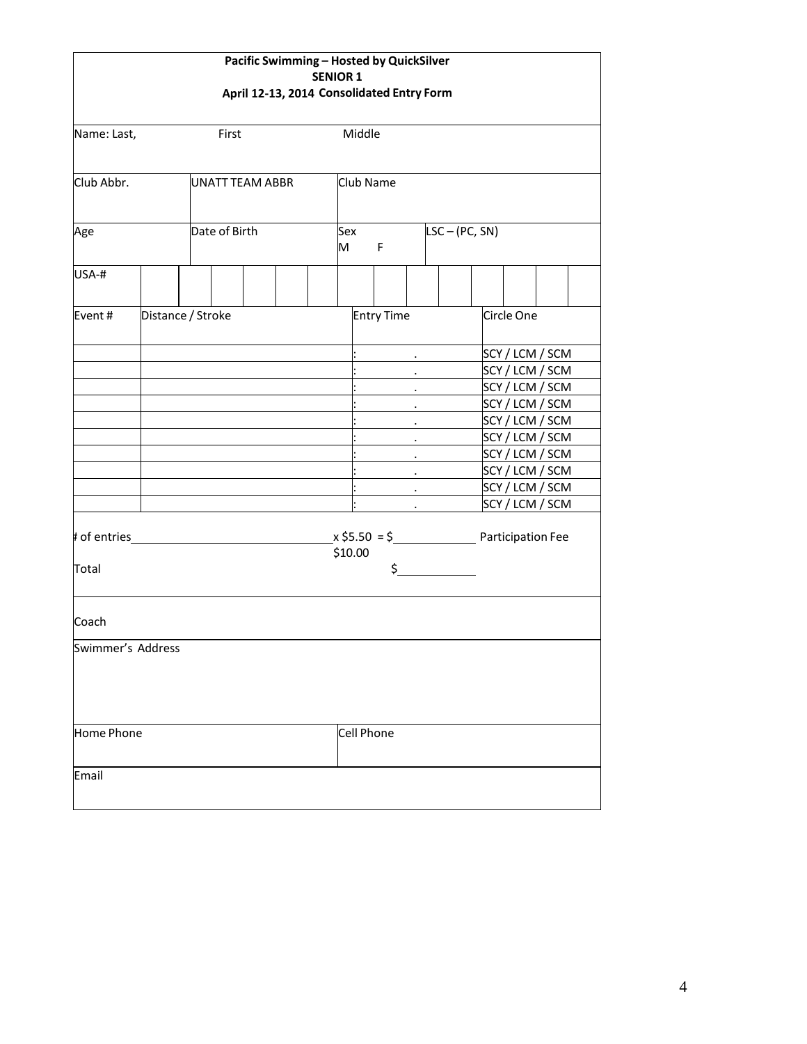**Pacific Swimming – Hosted by QuickSilver**

**SENIOR 1**

**April 12-13, 2014 Consolidated Entry Form**

| | | | | | | | | | | | | | |
|---|---|---|---|---|---|---|---|---|---|---|---|---|---|
| Name: Last, | | | First | | | | Middle | | | | | | |
| Club Abbr. | | UNATT TEAM ABBR | | | | | Club Name | | | | | | |
| Age | | Date of Birth | | | | | Sex M F | | | LSC – (PC, SN) | | | |
| USA-# | | | | | | | | | | | | | |

| Event # | Distance / Stroke | Entry Time | Circle One |
|---|---|---|---|
| | | : . | SCY / LCM / SCM |
| | | : . | SCY / LCM / SCM |
| | | : . | SCY / LCM / SCM |
| | | : . | SCY / LCM / SCM |
| | | : . | SCY / LCM / SCM |
| | | : . | SCY / LCM / SCM |
| | | : . | SCY / LCM / SCM |
| | | : . | SCY / LCM / SCM |
| | | : . | SCY / LCM / SCM |
| | | : . | SCY / LCM / SCM |

# of entries\_\_\_\_\_\_\_\_\_\_\_\_\_\_\_\_\_\_\_\_ x $5.50 = $\_\_\_\_\_\_\_\_\_\_\_\_ Participation Fee $10.00

Total $\_\_\_\_\_\_\_\_\_\_\_\_

Coach

Swimmer's Address

| | |
|---|---|
| Home Phone | Cell Phone |

Email